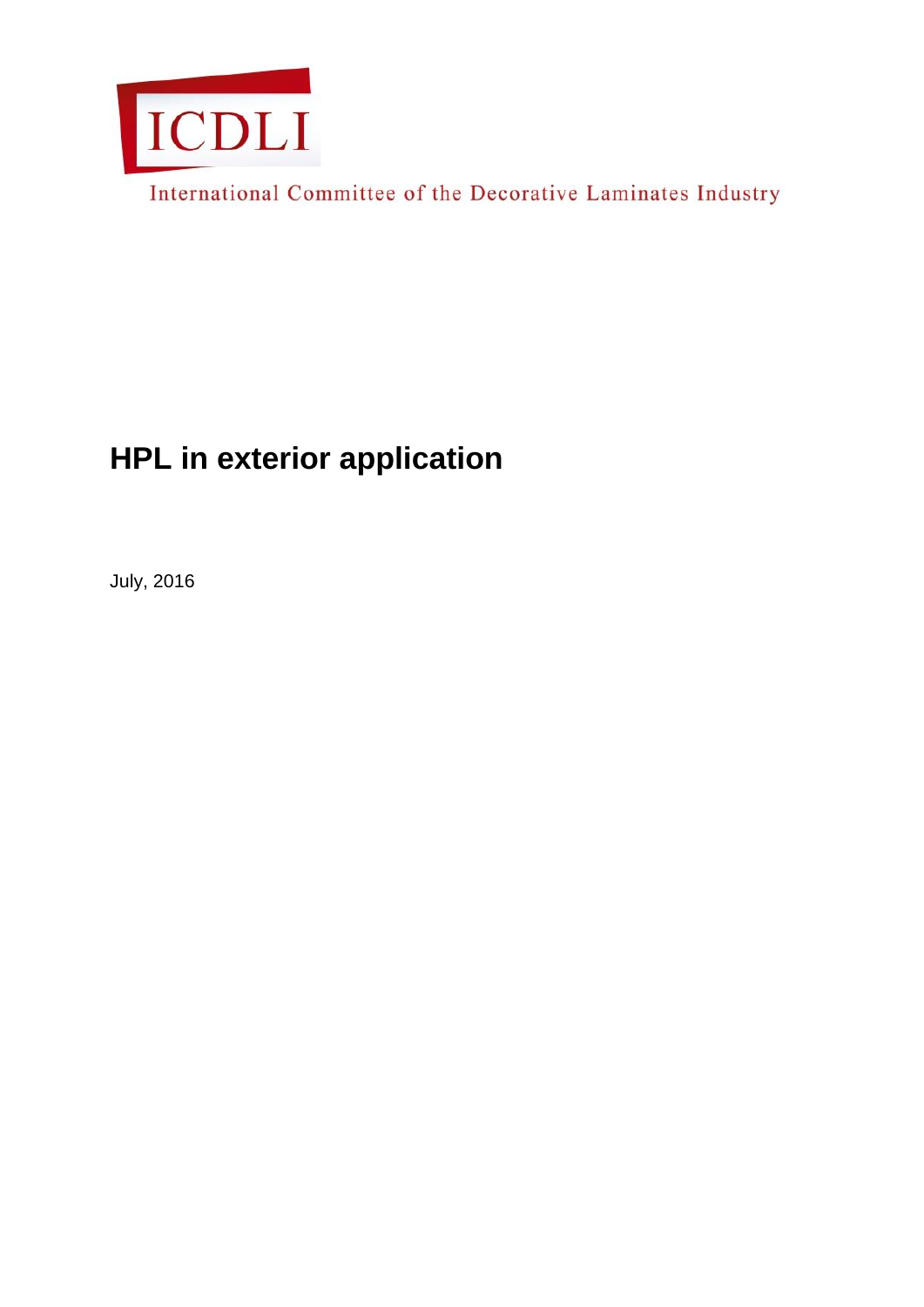ICDLI

International Committee of the Decorative Laminates Industry

# HPL in exterior application

July, 2016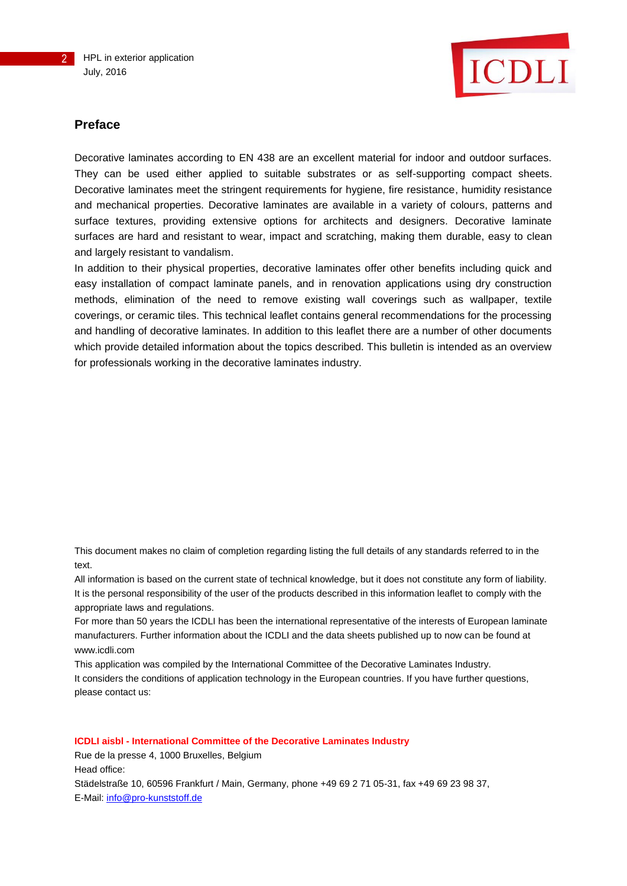## Preface

Decorative laminates according to EN 438 are an excellent material for indoor and outdoor surfaces. They can be used either applied to suitable substrates or as self-supporting compact sheets. Decorative laminates meet the stringent requirements for hygiene, fire resistance, humidity resistance and mechanical properties. Decorative laminates are available in a variety of colours, patterns and surface textures, providing extensive options for architects and designers. Decorative laminate surfaces are hard and resistant to wear, impact and scratching, making them durable, easy to clean and largely resistant to vandalism.

In addition to their physical properties, decorative laminates offer other benefits including quick and easy installation of compact laminate panels, and in renovation applications using dry construction methods, elimination of the need to remove existing wall coverings such as wallpaper, textile coverings, or ceramic tiles. This technical leaflet contains general recommendations for the processing and handling of decorative laminates. In addition to this leaflet there are a number of other documents which provide detailed information about the topics described. This bulletin is intended as an overview for professionals working in the decorative laminates industry.

This document makes no claim of completion regarding listing the full details of any standards referred to in the text.

All information is based on the current state of technical knowledge, but it does not constitute any form of liability. It is the personal responsibility of the user of the products described in this information leaflet to comply with the appropriate laws and regulations.

For more than 50 years the ICDLI has been the international representative of the interests of European laminate manufacturers. Further information about the ICDLI and the data sheets published up to now can be found at www.icdli.com

This application was compiled by the International Committee of the Decorative Laminates Industry.

It considers the conditions of application technology in the European countries. If you have further questions, please contact us:

**ICDLI aisbl - International Committee of the Decorative Laminates Industry**

Rue de la presse 4, 1000 Bruxelles, Belgium

Head office:

Städelstraße 10, 60596 Frankfurt / Main, Germany, phone +49 69 2 71 05-31, fax +49 69 23 98 37,

E-Mail: info@pro-kunststoff.de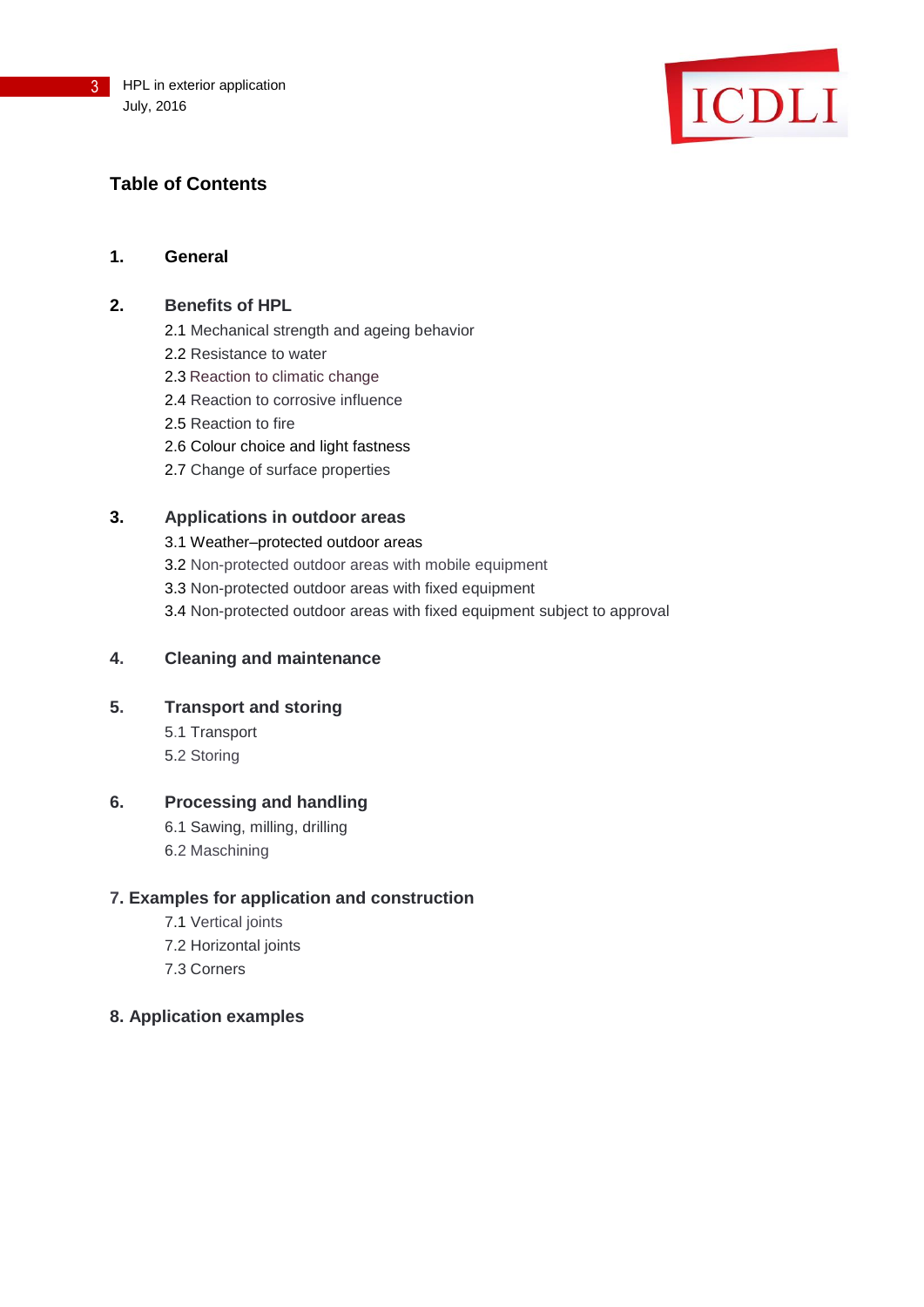## Table of Contents

**1. General**

**2. Benefits of HPL**

- 2.1 Mechanical strength and ageing behavior
- 2.2 Resistance to water
- 2.3 Reaction to climatic change
- 2.4 Reaction to corrosive influence
- 2.5 Reaction to fire
- 2.6 Colour choice and light fastness
- 2.7 Change of surface properties

**3. Applications in outdoor areas**

- 3.1 Weather–protected outdoor areas
- 3.2 Non-protected outdoor areas with mobile equipment
- 3.3 Non-protected outdoor areas with fixed equipment
- 3.4 Non-protected outdoor areas with fixed equipment subject to approval

**4. Cleaning and maintenance**

**5. Transport and storing**

- 5.1 Transport
- 5.2 Storing

**6. Processing and handling**

- 6.1 Sawing, milling, drilling
- 6.2 Maschining

**7. Examples for application and construction**

- 7.1 Vertical joints
- 7.2 Horizontal joints
- 7.3 Corners

**8. Application examples**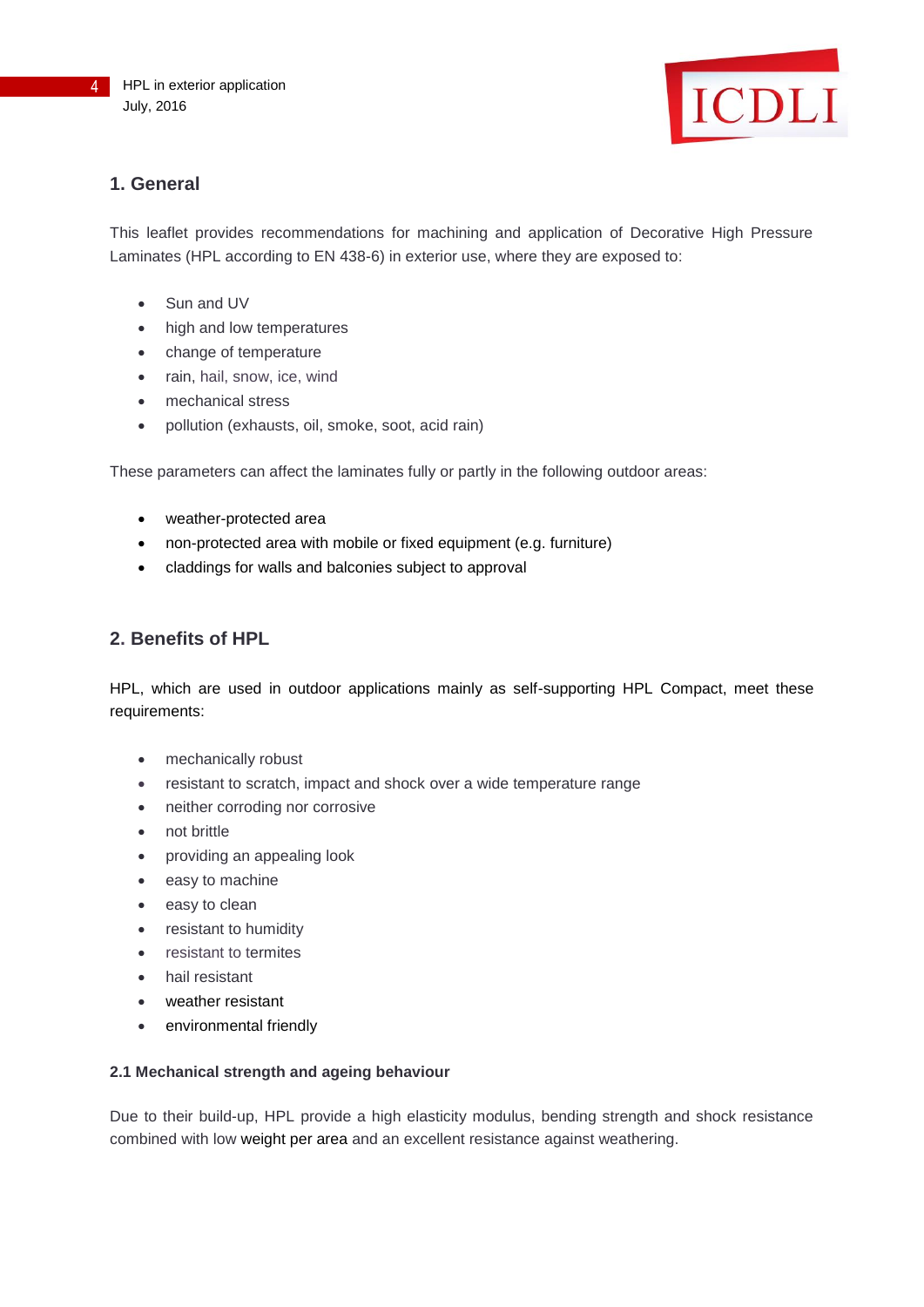## 1. General

This leaflet provides recommendations for machining and application of Decorative High Pressure Laminates (HPL according to EN 438-6) in exterior use, where they are exposed to:

- Sun and UV
- high and low temperatures
- change of temperature
- rain, hail, snow, ice, wind
- mechanical stress
- pollution (exhausts, oil, smoke, soot, acid rain)

These parameters can affect the laminates fully or partly in the following outdoor areas:

- weather-protected area
- non-protected area with mobile or fixed equipment (e.g. furniture)
- claddings for walls and balconies subject to approval

## 2. Benefits of HPL

HPL, which are used in outdoor applications mainly as self-supporting HPL Compact, meet these requirements:

- mechanically robust
- resistant to scratch, impact and shock over a wide temperature range
- neither corroding nor corrosive
- not brittle
- providing an appealing look
- easy to machine
- easy to clean
- resistant to humidity
- resistant to termites
- hail resistant
- weather resistant
- environmental friendly

### 2.1 Mechanical strength and ageing behaviour

Due to their build-up, HPL provide a high elasticity modulus, bending strength and shock resistance combined with low weight per area and an excellent resistance against weathering.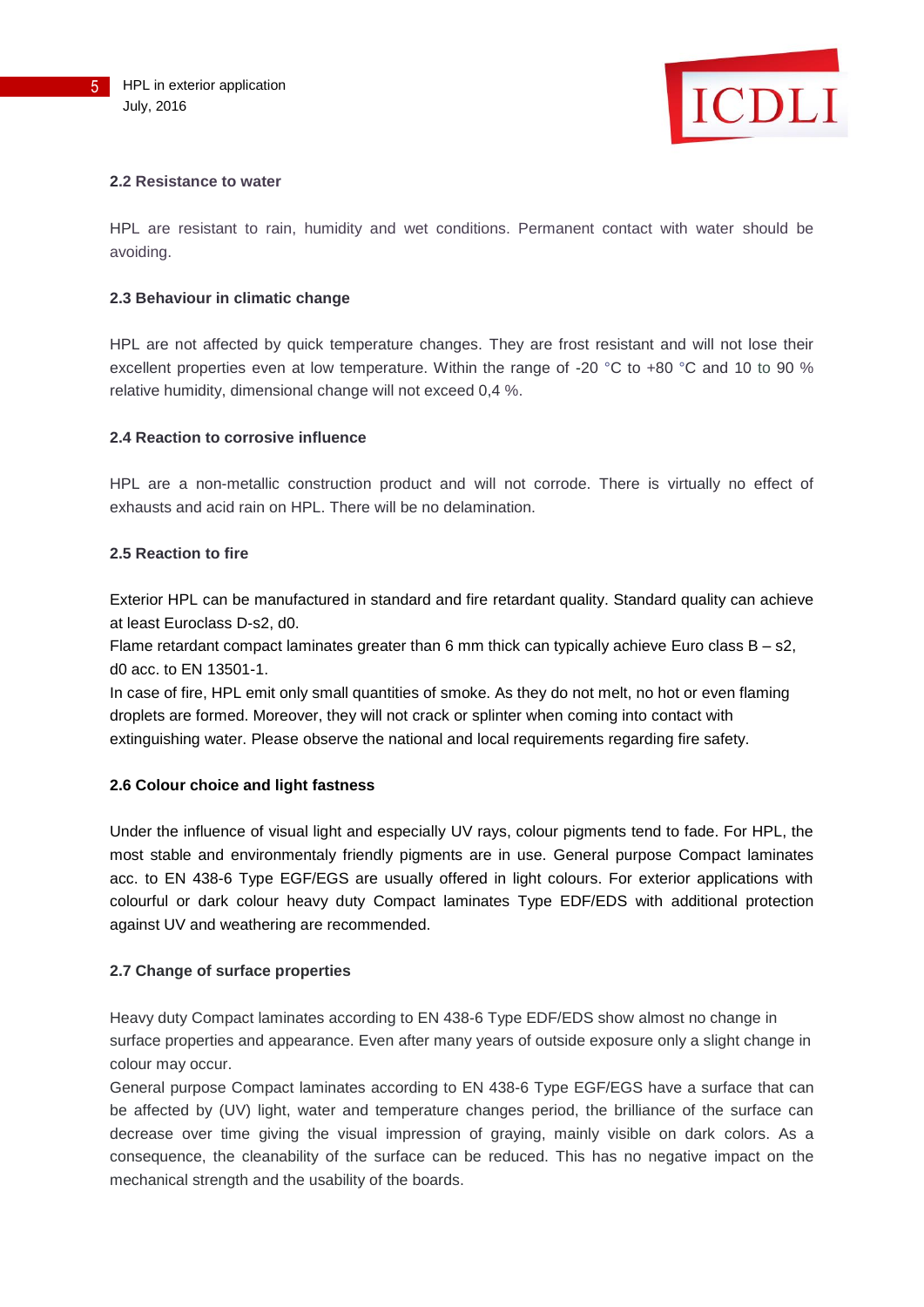### 2.2 Resistance to water

HPL are resistant to rain, humidity and wet conditions. Permanent contact with water should be avoiding.

### 2.3 Behaviour in climatic change

HPL are not affected by quick temperature changes. They are frost resistant and will not lose their excellent properties even at low temperature. Within the range of -20 °C to +80 °C and 10 to 90 % relative humidity, dimensional change will not exceed 0,4 %.

### 2.4 Reaction to corrosive influence

HPL are a non-metallic construction product and will not corrode. There is virtually no effect of exhausts and acid rain on HPL. There will be no delamination.

### 2.5 Reaction to fire

Exterior HPL can be manufactured in standard and fire retardant quality. Standard quality can achieve at least Euroclass D-s2, d0.

Flame retardant compact laminates greater than 6 mm thick can typically achieve Euro class B – s2, d0 acc. to EN 13501-1.

In case of fire, HPL emit only small quantities of smoke. As they do not melt, no hot or even flaming droplets are formed. Moreover, they will not crack or splinter when coming into contact with extinguishing water. Please observe the national and local requirements regarding fire safety.

### 2.6 Colour choice and light fastness

Under the influence of visual light and especially UV rays, colour pigments tend to fade. For HPL, the most stable and environmentaly friendly pigments are in use. General purpose Compact laminates acc. to EN 438-6 Type EGF/EGS are usually offered in light colours. For exterior applications with colourful or dark colour heavy duty Compact laminates Type EDF/EDS with additional protection against UV and weathering are recommended.

### 2.7 Change of surface properties

Heavy duty Compact laminates according to EN 438-6 Type EDF/EDS show almost no change in surface properties and appearance. Even after many years of outside exposure only a slight change in colour may occur.

General purpose Compact laminates according to EN 438-6 Type EGF/EGS have a surface that can be affected by (UV) light, water and temperature changes period, the brilliance of the surface can decrease over time giving the visual impression of graying, mainly visible on dark colors. As a consequence, the cleanability of the surface can be reduced. This has no negative impact on the mechanical strength and the usability of the boards.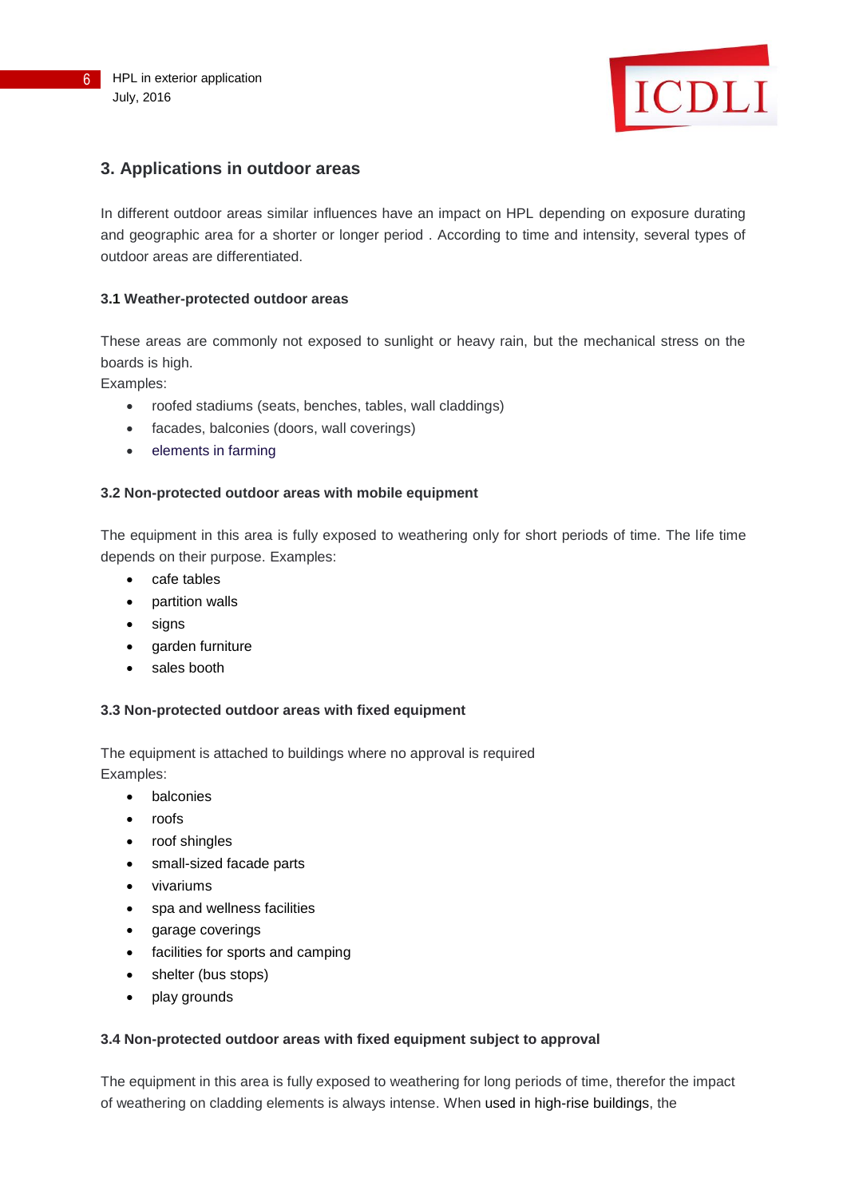## 3. Applications in outdoor areas

In different outdoor areas similar influences have an impact on HPL depending on exposure durating and geographic area for a shorter or longer period . According to time and intensity, several types of outdoor areas are differentiated.

### 3.1 Weather-protected outdoor areas

These areas are commonly not exposed to sunlight or heavy rain, but the mechanical stress on the boards is high.
Examples:

- roofed stadiums (seats, benches, tables, wall claddings)
- facades, balconies (doors, wall coverings)
- elements in farming

### 3.2 Non-protected outdoor areas with mobile equipment

The equipment in this area is fully exposed to weathering only for short periods of time. The life time depends on their purpose. Examples:

- cafe tables
- partition walls
- signs
- garden furniture
- sales booth

### 3.3 Non-protected outdoor areas with fixed equipment

The equipment is attached to buildings where no approval is required
Examples:

- balconies
- roofs
- roof shingles
- small-sized facade parts
- vivariums
- spa and wellness facilities
- garage coverings
- facilities for sports and camping
- shelter (bus stops)
- play grounds

### 3.4 Non-protected outdoor areas with fixed equipment subject to approval

The equipment in this area is fully exposed to weathering for long periods of time, therefor the impact of weathering on cladding elements is always intense. When used in high-rise buildings, the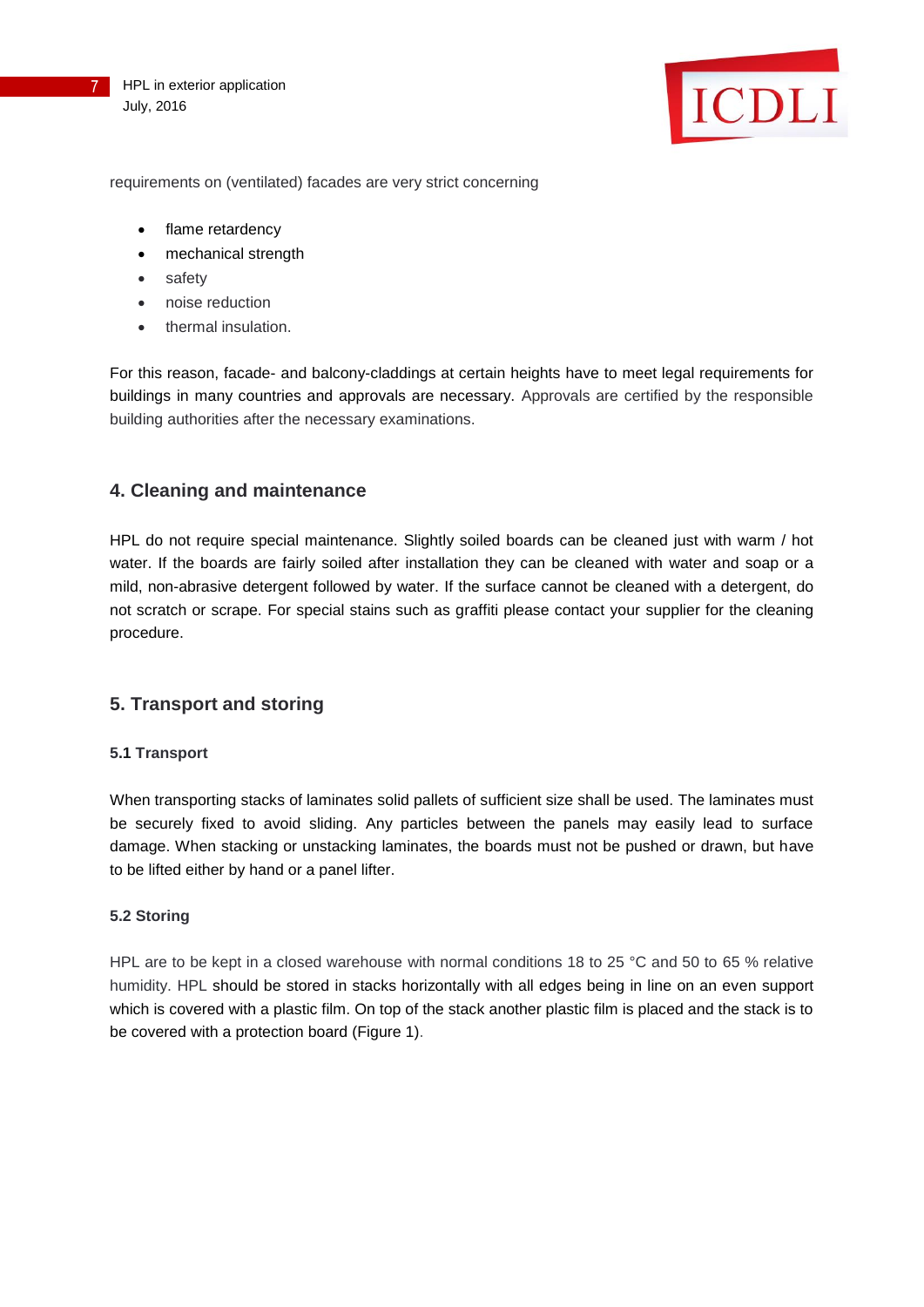requirements on (ventilated) facades are very strict concerning

- flame retardency
- mechanical strength
- safety
- noise reduction
- thermal insulation.

For this reason, facade- and balcony-claddings at certain heights have to meet legal requirements for buildings in many countries and approvals are necessary. Approvals are certified by the responsible building authorities after the necessary examinations.

## 4. Cleaning and maintenance

HPL do not require special maintenance. Slightly soiled boards can be cleaned just with warm / hot water. If the boards are fairly soiled after installation they can be cleaned with water and soap or a mild, non-abrasive detergent followed by water. If the surface cannot be cleaned with a detergent, do not scratch or scrape. For special stains such as graffiti please contact your supplier for the cleaning procedure.

## 5. Transport and storing

### 5.1 Transport

When transporting stacks of laminates solid pallets of sufficient size shall be used. The laminates must be securely fixed to avoid sliding. Any particles between the panels may easily lead to surface damage. When stacking or unstacking laminates, the boards must not be pushed or drawn, but have to be lifted either by hand or a panel lifter.

### 5.2 Storing

HPL are to be kept in a closed warehouse with normal conditions 18 to 25 °C and 50 to 65 % relative humidity. HPL should be stored in stacks horizontally with all edges being in line on an even support which is covered with a plastic film. On top of the stack another plastic film is placed and the stack is to be covered with a protection board (Figure 1).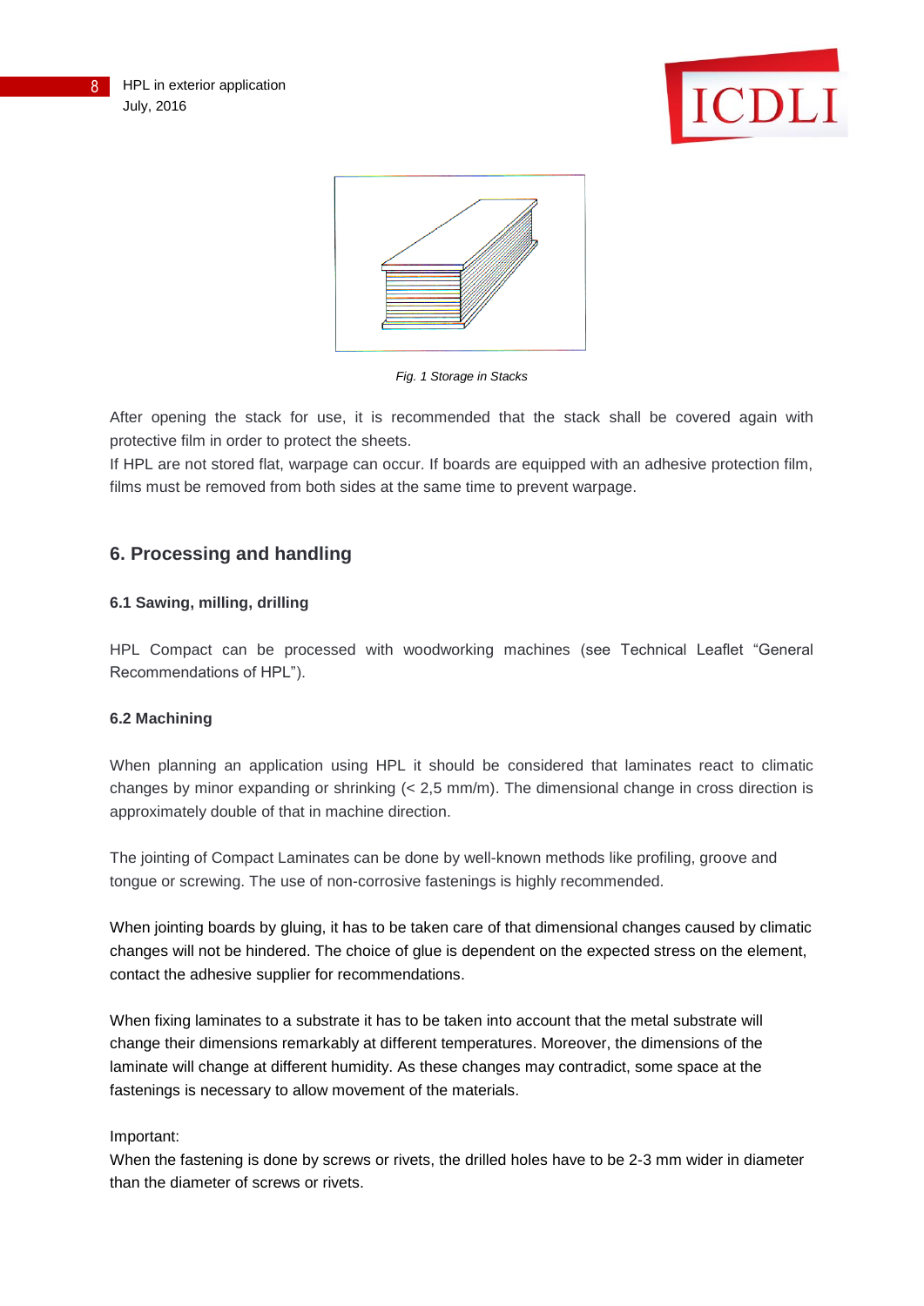*Fig. 1 Storage in Stacks*

After opening the stack for use, it is recommended that the stack shall be covered again with protective film in order to protect the sheets.

If HPL are not stored flat, warpage can occur. If boards are equipped with an adhesive protection film, films must be removed from both sides at the same time to prevent warpage.

## 6. Processing and handling

### 6.1 Sawing, milling, drilling

HPL Compact can be processed with woodworking machines (see Technical Leaflet “General Recommendations of HPL”).

### 6.2 Machining

When planning an application using HPL it should be considered that laminates react to climatic changes by minor expanding or shrinking (< 2,5 mm/m). The dimensional change in cross direction is approximately double of that in machine direction.

The jointing of Compact Laminates can be done by well-known methods like profiling, groove and tongue or screwing. The use of non-corrosive fastenings is highly recommended.

When jointing boards by gluing, it has to be taken care of that dimensional changes caused by climatic changes will not be hindered. The choice of glue is dependent on the expected stress on the element, contact the adhesive supplier for recommendations.

When fixing laminates to a substrate it has to be taken into account that the metal substrate will change their dimensions remarkably at different temperatures. Moreover, the dimensions of the laminate will change at different humidity. As these changes may contradict, some space at the fastenings is necessary to allow movement of the materials.

Important:

When the fastening is done by screws or rivets, the drilled holes have to be 2-3 mm wider in diameter than the diameter of screws or rivets.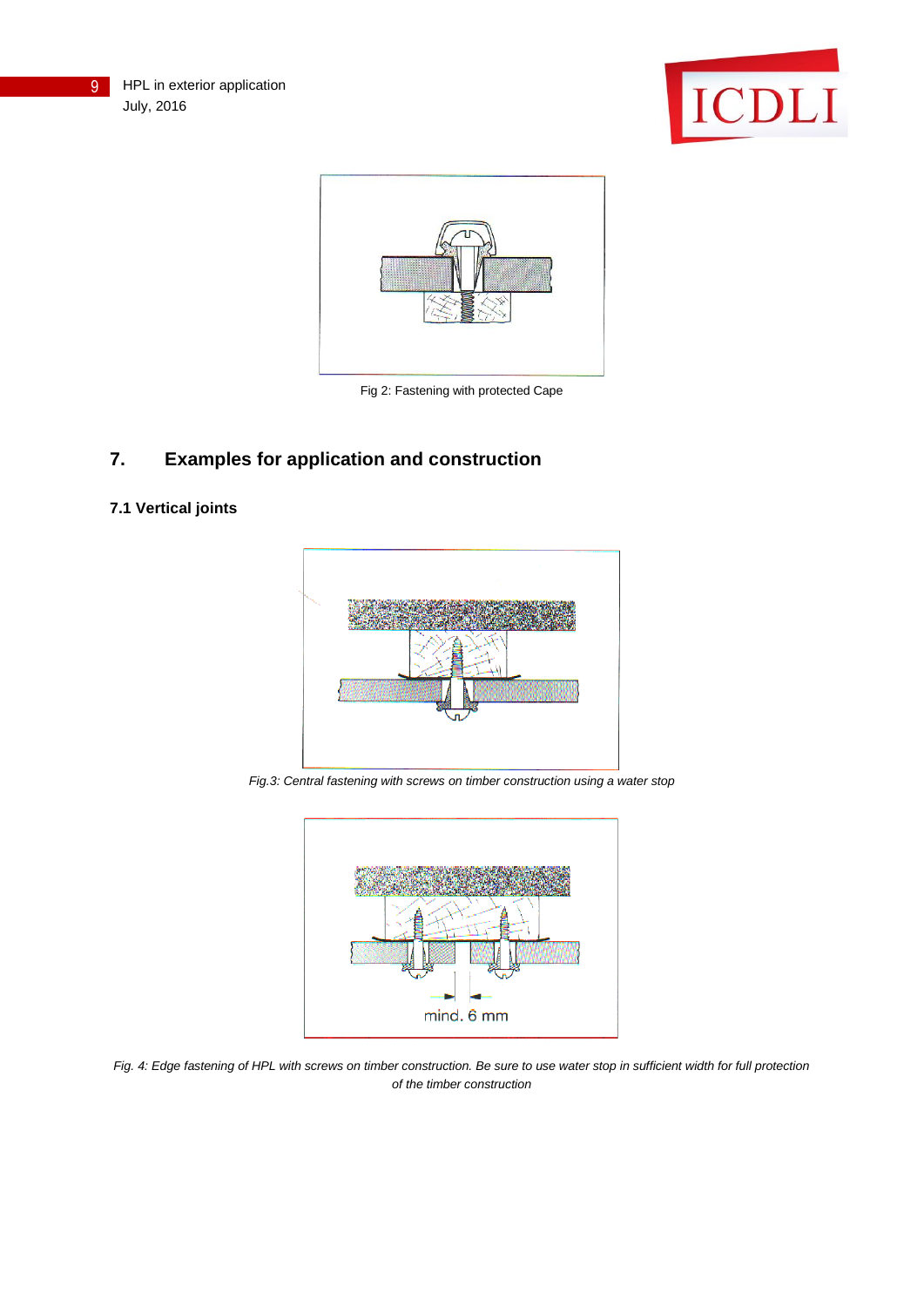Fig 2: Fastening with protected Cape

## 7. Examples for application and construction

### 7.1 Vertical joints

*Fig.3: Central fastening with screws on timber construction using a water stop*

mind. 6 mm

*Fig. 4: Edge fastening of HPL with screws on timber construction. Be sure to use water stop in sufficient width for full protection of the timber construction*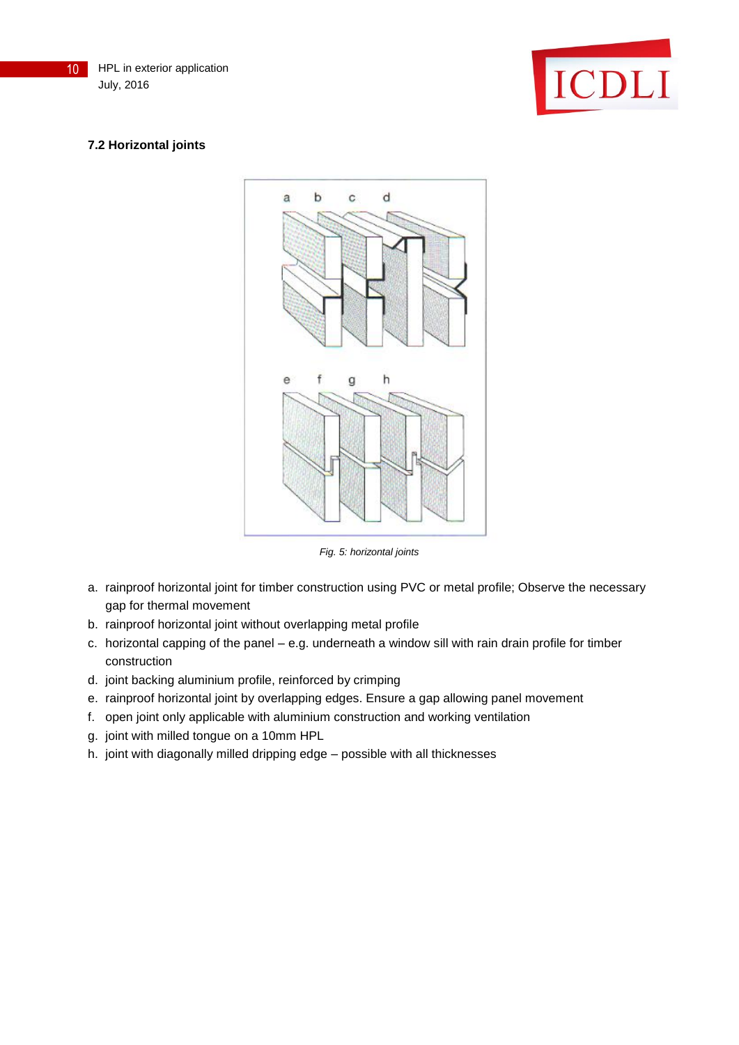## 7.2 Horizontal joints

*Fig. 5: horizontal joints*

a. rainproof horizontal joint for timber construction using PVC or metal profile; Observe the necessary gap for thermal movement
b. rainproof horizontal joint without overlapping metal profile
c. horizontal capping of the panel – e.g. underneath a window sill with rain drain profile for timber construction
d. joint backing aluminium profile, reinforced by crimping
e. rainproof horizontal joint by overlapping edges. Ensure a gap allowing panel movement
f. open joint only applicable with aluminium construction and working ventilation
g. joint with milled tongue on a 10mm HPL
h. joint with diagonally milled dripping edge – possible with all thicknesses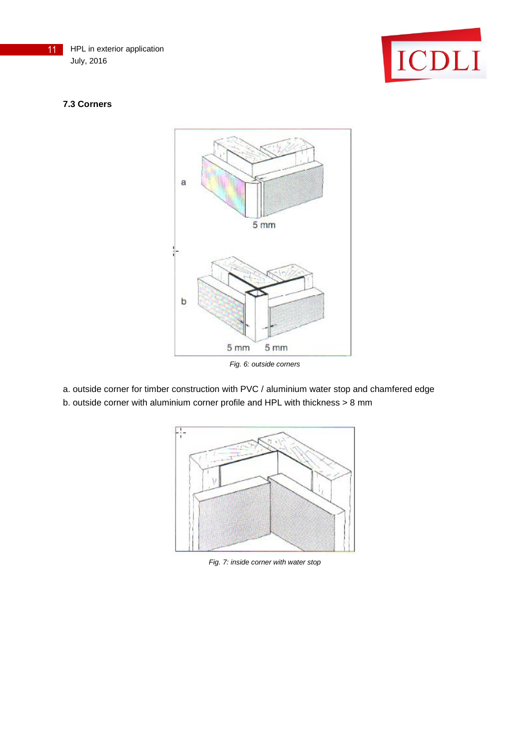### 7.3 Corners

*Fig. 6: outside corners*

a. outside corner for timber construction with PVC / aluminium water stop and chamfered edge
b. outside corner with aluminium corner profile and HPL with thickness > 8 mm

*Fig. 7: inside corner with water stop*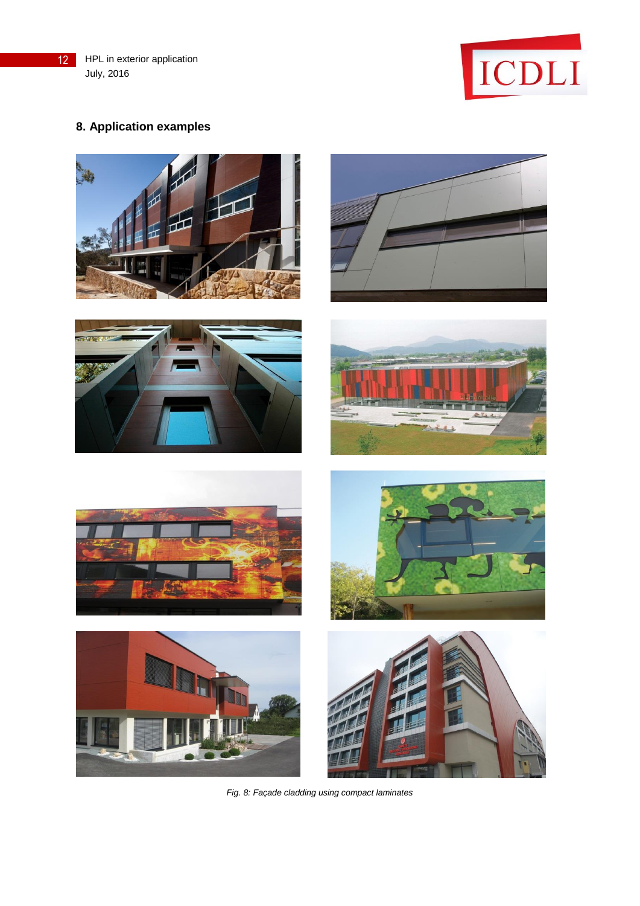## 8. Application examples

*Fig. 8: Façade cladding using compact laminates*